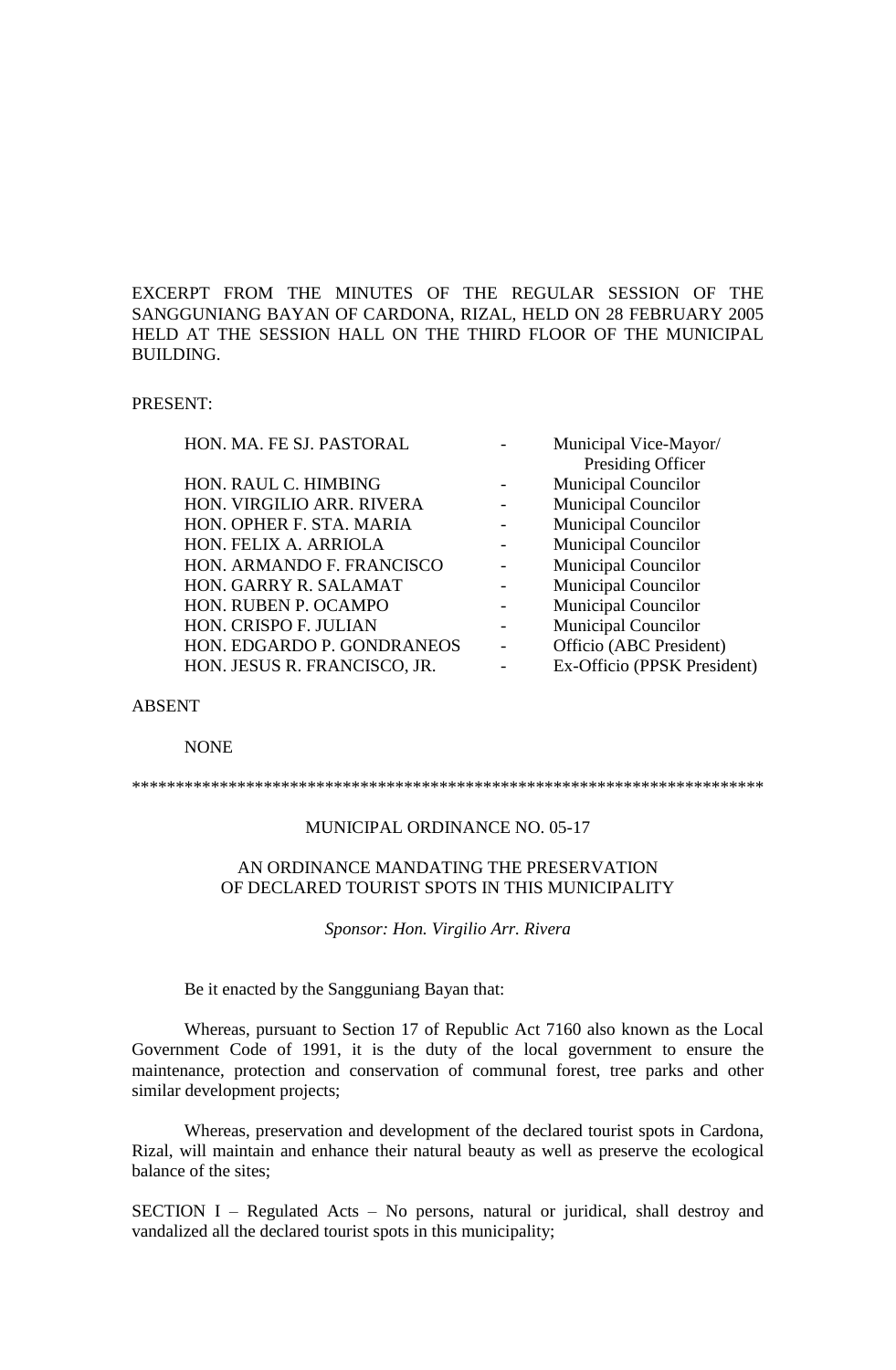EXCERPT FROM THE MINUTES OF THE REGULAR SESSION OF THE SANGGUNIANG BAYAN OF CARDONA, RIZAL, HELD ON 28 FEBRUARY 2005 HELD AT THE SESSION HALL ON THE THIRD FLOOR OF THE MUNICIPAL BUILDING.

PRESENT:

| | | |
|---|---|---|
| HON. MA. FE SJ. PASTORAL | - | Municipal Vice-Mayor/ Presiding Officer |
| HON. RAUL C. HIMBING | - | Municipal Councilor |
| HON. VIRGILIO ARR. RIVERA | - | Municipal Councilor |
| HON. OPHER F. STA. MARIA | - | Municipal Councilor |
| HON. FELIX A. ARRIOLA | - | Municipal Councilor |
| HON. ARMANDO F. FRANCISCO | - | Municipal Councilor |
| HON. GARRY R. SALAMAT | - | Municipal Councilor |
| HON. RUBEN P. OCAMPO | - | Municipal Councilor |
| HON. CRISPO F. JULIAN | - | Municipal Councilor |
| HON. EDGARDO P. GONDRANEOS | - | Officio (ABC President) |
| HON. JESUS R. FRANCISCO, JR. | - | Ex-Officio (PPSK President) |

ABSENT

NONE

************************************************************************

MUNICIPAL ORDINANCE NO. 05-17

AN ORDINANCE MANDATING THE PRESERVATION OF DECLARED TOURIST SPOTS IN THIS MUNICIPALITY

*Sponsor: Hon. Virgilio Arr. Rivera*

Be it enacted by the Sangguniang Bayan that:

Whereas, pursuant to Section 17 of Republic Act 7160 also known as the Local Government Code of 1991, it is the duty of the local government to ensure the maintenance, protection and conservation of communal forest, tree parks and other similar development projects;

Whereas, preservation and development of the declared tourist spots in Cardona, Rizal, will maintain and enhance their natural beauty as well as preserve the ecological balance of the sites;

SECTION I – Regulated Acts – No persons, natural or juridical, shall destroy and vandalized all the declared tourist spots in this municipality;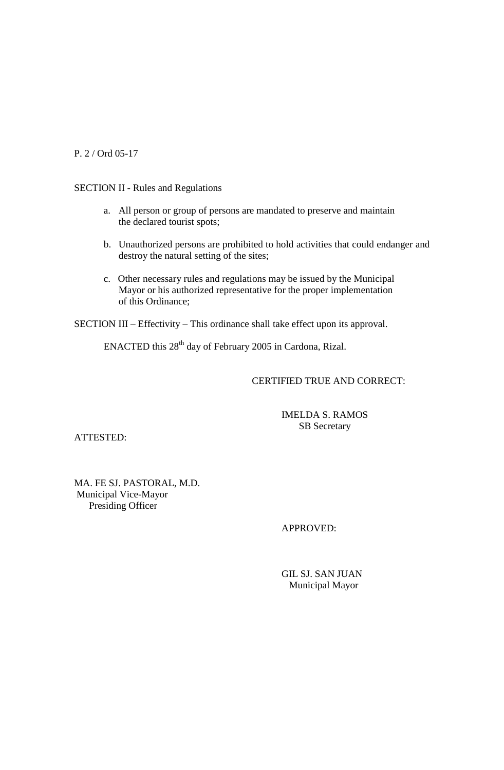P. 2 / Ord 05-17

SECTION II - Rules and Regulations

a. All person or group of persons are mandated to preserve and maintain the declared tourist spots;

b. Unauthorized persons are prohibited to hold activities that could endanger and destroy the natural setting of the sites;

c. Other necessary rules and regulations may be issued by the Municipal Mayor or his authorized representative for the proper implementation of this Ordinance;

SECTION III – Effectivity – This ordinance shall take effect upon its approval.

ENACTED this 28th day of February 2005 in Cardona, Rizal.

CERTIFIED TRUE AND CORRECT:

IMELDA S. RAMOS
SB Secretary

ATTESTED:

MA. FE SJ. PASTORAL, M.D.
Municipal Vice-Mayor
Presiding Officer

APPROVED:

GIL SJ. SAN JUAN
Municipal Mayor